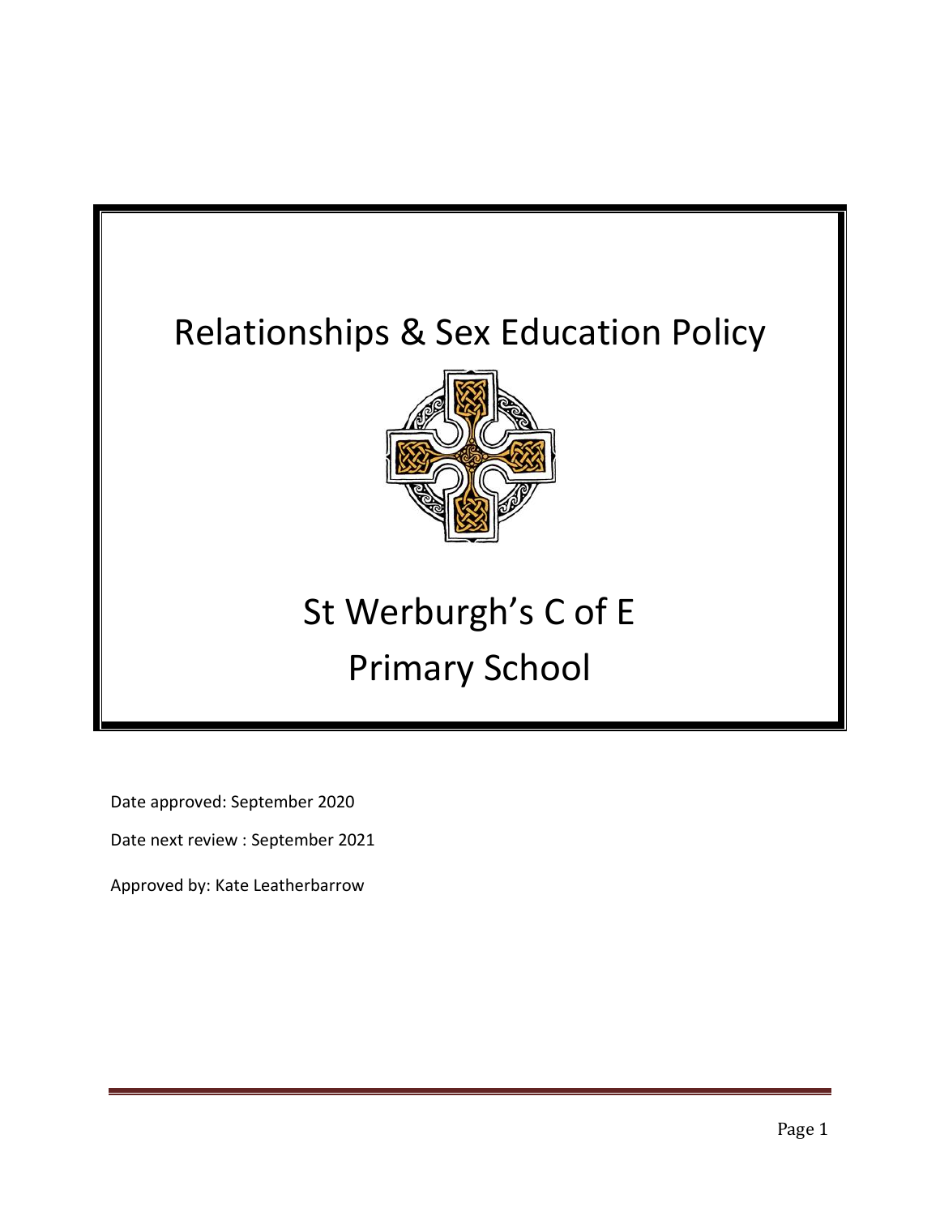# Relationships & Sex Education Policy

# St Werburgh's C of E Primary School

Date approved: September 2020

Date next review : September 2021

Approved by: Kate Leatherbarrow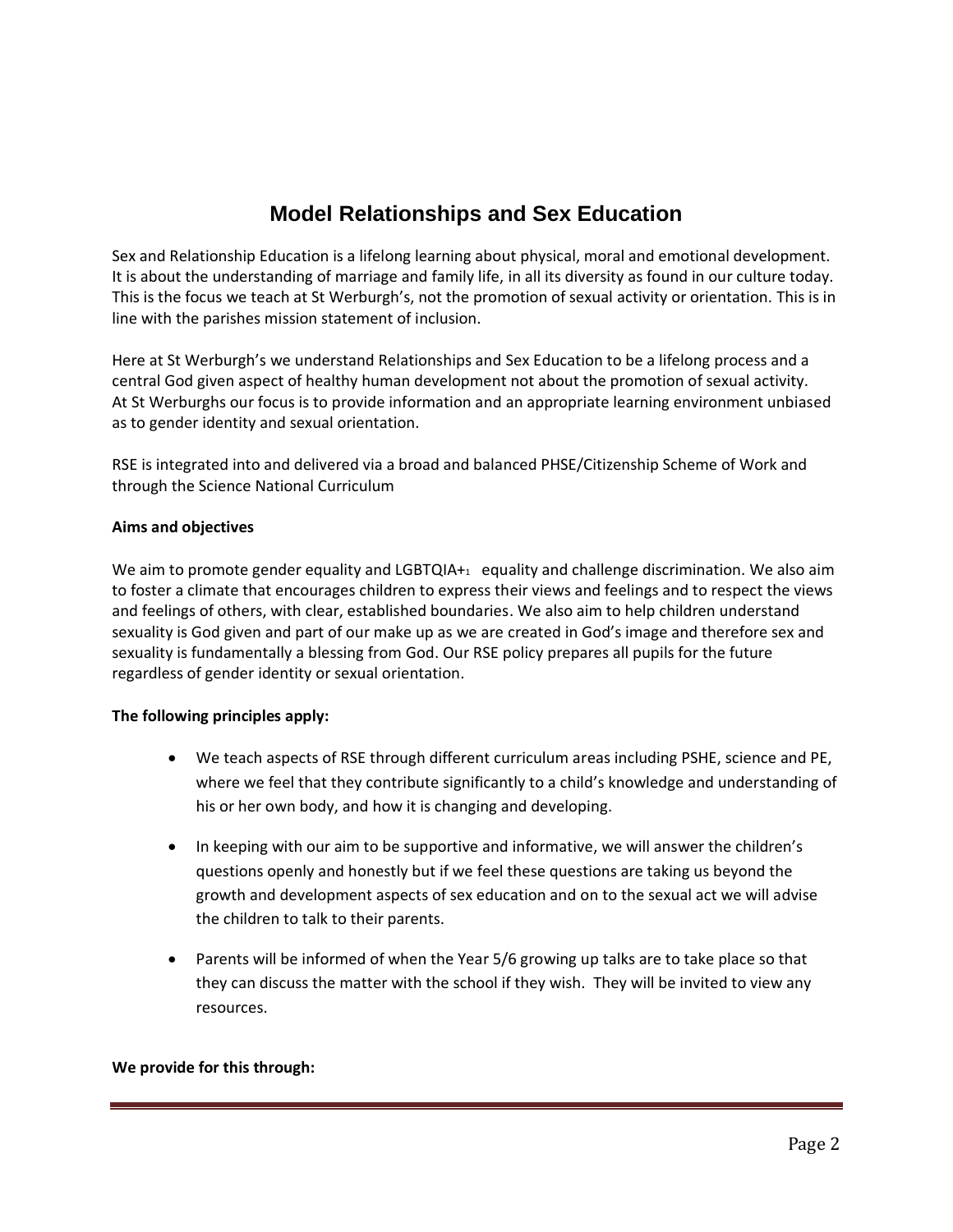# Model Relationships and Sex Education

Sex and Relationship Education is a lifelong learning about physical, moral and emotional development. It is about the understanding of marriage and family life, in all its diversity as found in our culture today. This is the focus we teach at St Werburgh's, not the promotion of sexual activity or orientation. This is in line with the parishes mission statement of inclusion.

Here at St Werburgh's we understand Relationships and Sex Education to be a lifelong process and a central God given aspect of healthy human development not about the promotion of sexual activity. At St Werburghs our focus is to provide information and an appropriate learning environment unbiased as to gender identity and sexual orientation.

RSE is integrated into and delivered via a broad and balanced PHSE/Citizenship Scheme of Work and through the Science National Curriculum

**Aims and objectives**

We aim to promote gender equality and LGBTQIA+[1] equality and challenge discrimination. We also aim to foster a climate that encourages children to express their views and feelings and to respect the views and feelings of others, with clear, established boundaries. We also aim to help children understand sexuality is God given and part of our make up as we are created in God's image and therefore sex and sexuality is fundamentally a blessing from God. Our RSE policy prepares all pupils for the future regardless of gender identity or sexual orientation.

**The following principles apply:**

- We teach aspects of RSE through different curriculum areas including PSHE, science and PE, where we feel that they contribute significantly to a child's knowledge and understanding of his or her own body, and how it is changing and developing.
- In keeping with our aim to be supportive and informative, we will answer the children's questions openly and honestly but if we feel these questions are taking us beyond the growth and development aspects of sex education and on to the sexual act we will advise the children to talk to their parents.
- Parents will be informed of when the Year 5/6 growing up talks are to take place so that they can discuss the matter with the school if they wish. They will be invited to view any resources.

**We provide for this through:**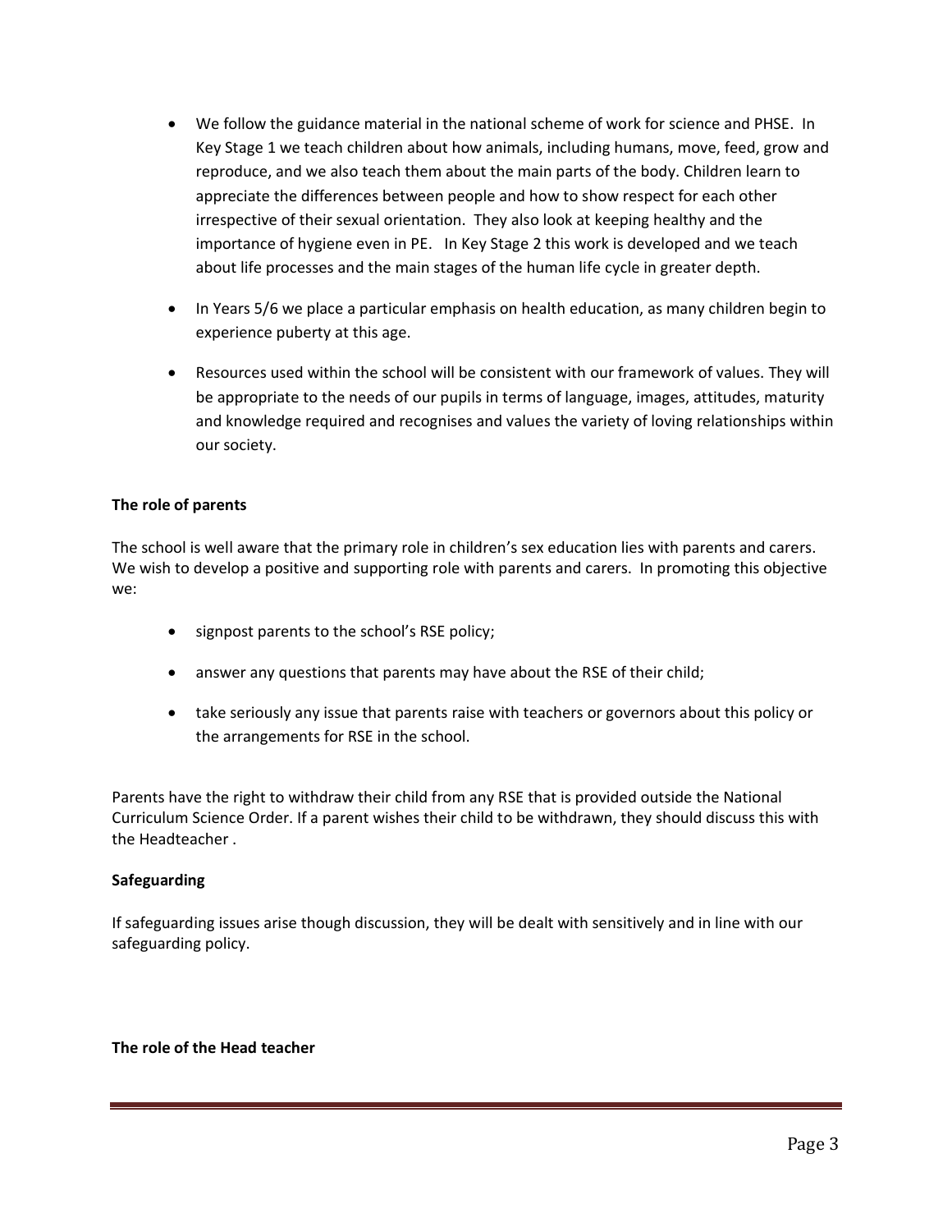- We follow the guidance material in the national scheme of work for science and PHSE. In Key Stage 1 we teach children about how animals, including humans, move, feed, grow and reproduce, and we also teach them about the main parts of the body. Children learn to appreciate the differences between people and how to show respect for each other irrespective of their sexual orientation. They also look at keeping healthy and the importance of hygiene even in PE. In Key Stage 2 this work is developed and we teach about life processes and the main stages of the human life cycle in greater depth.

- In Years 5/6 we place a particular emphasis on health education, as many children begin to experience puberty at this age.

- Resources used within the school will be consistent with our framework of values. They will be appropriate to the needs of our pupils in terms of language, images, attitudes, maturity and knowledge required and recognises and values the variety of loving relationships within our society.

**The role of parents**

The school is well aware that the primary role in children's sex education lies with parents and carers. We wish to develop a positive and supporting role with parents and carers. In promoting this objective we:

- signpost parents to the school's RSE policy;

- answer any questions that parents may have about the RSE of their child;

- take seriously any issue that parents raise with teachers or governors about this policy or the arrangements for RSE in the school.

Parents have the right to withdraw their child from any RSE that is provided outside the National Curriculum Science Order. If a parent wishes their child to be withdrawn, they should discuss this with the Headteacher .

**Safeguarding**

If safeguarding issues arise though discussion, they will be dealt with sensitively and in line with our safeguarding policy.

**The role of the Head teacher**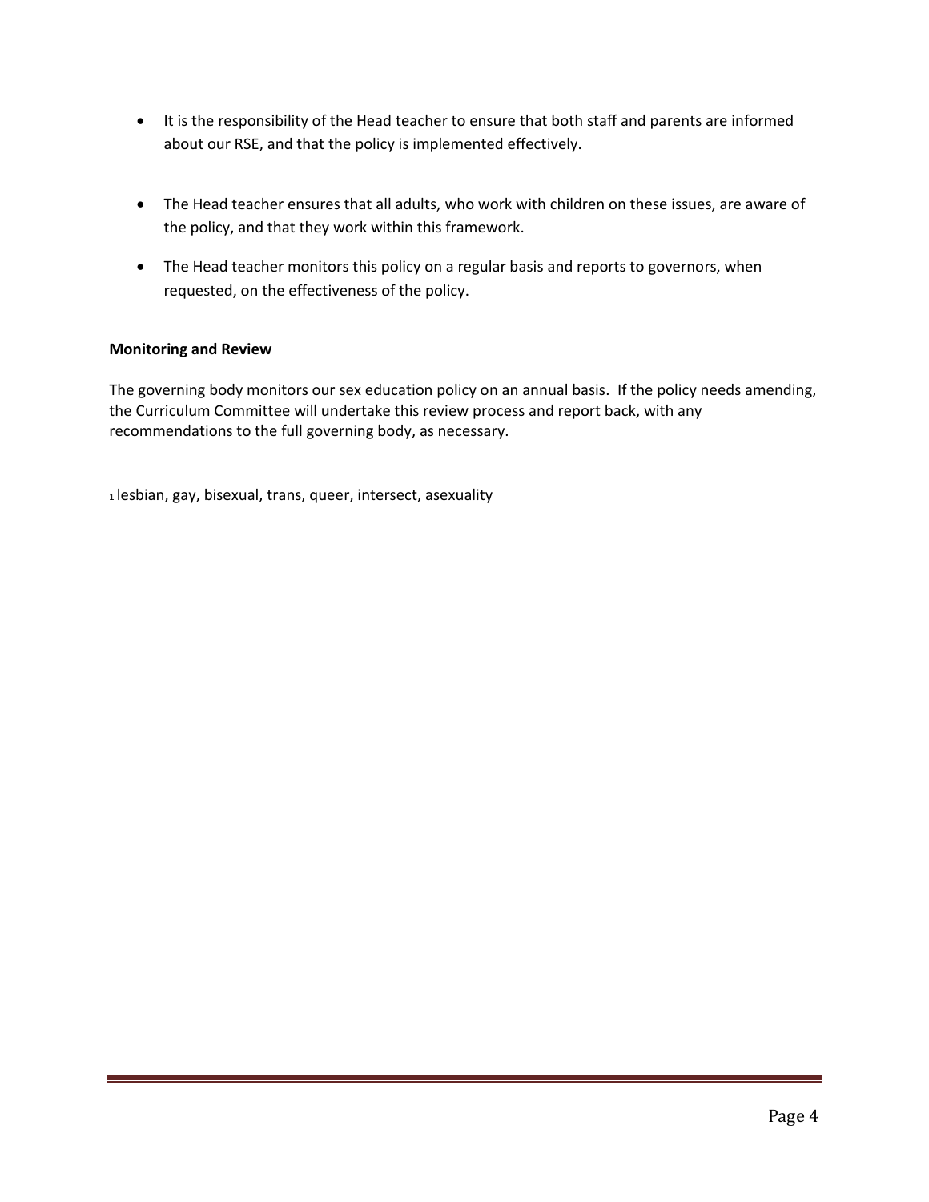- It is the responsibility of the Head teacher to ensure that both staff and parents are informed about our RSE, and that the policy is implemented effectively.

- The Head teacher ensures that all adults, who work with children on these issues, are aware of the policy, and that they work within this framework.

- The Head teacher monitors this policy on a regular basis and reports to governors, when requested, on the effectiveness of the policy.

**Monitoring and Review**

The governing body monitors our sex education policy on an annual basis. If the policy needs amending, the Curriculum Committee will undertake this review process and report back, with any recommendations to the full governing body, as necessary.

[1] lesbian, gay, bisexual, trans, queer, intersect, asexuality